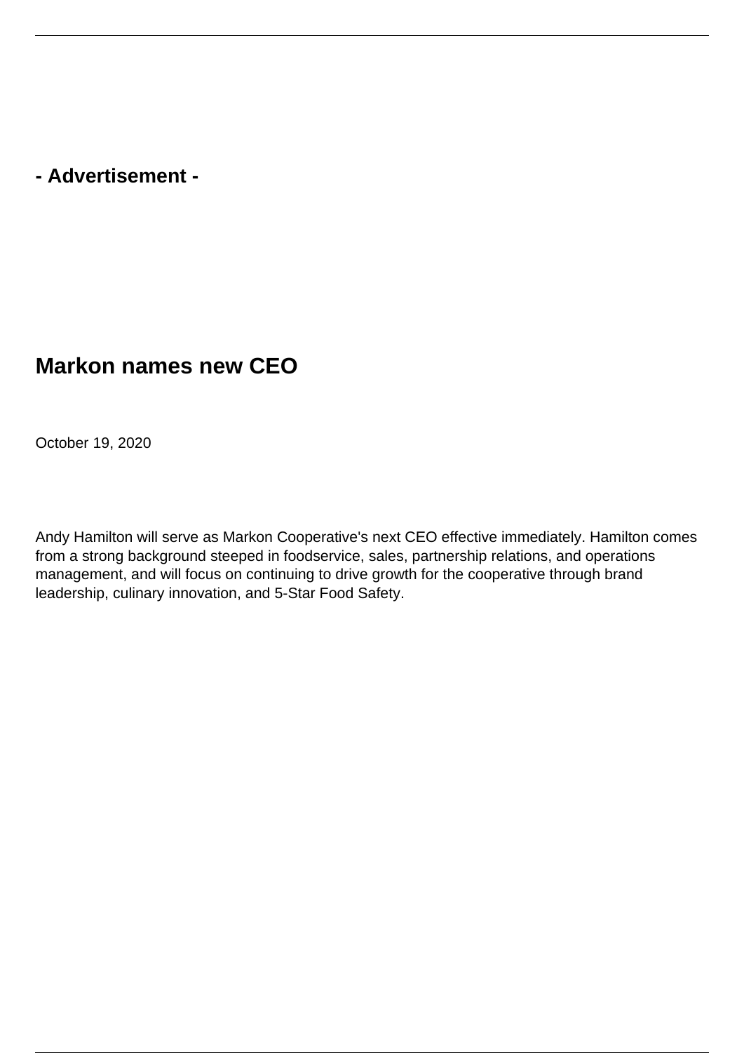- Advertisement -

# Markon names new CEO

October 19, 2020

Andy Hamilton will serve as Markon Cooperative's next CEO effective immediately. Hamilton comes from a strong background steeped in foodservice, sales, partnership relations, and operations management, and will focus on continuing to drive growth for the cooperative through brand leadership, culinary innovation, and 5-Star Food Safety.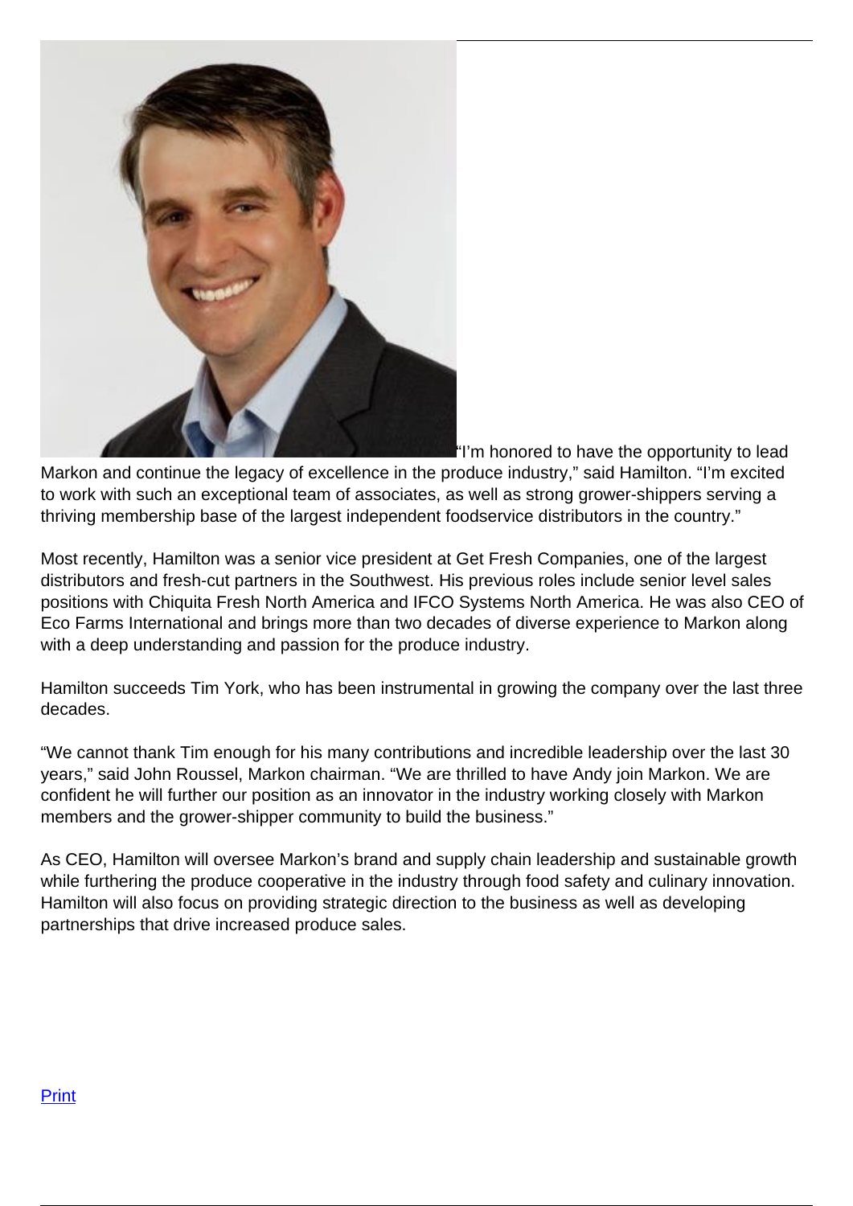"I'm honored to have the opportunity to lead Markon and continue the legacy of excellence in the produce industry," said Hamilton. "I'm excited to work with such an exceptional team of associates, as well as strong grower-shippers serving a thriving membership base of the largest independent foodservice distributors in the country."

Most recently, Hamilton was a senior vice president at Get Fresh Companies, one of the largest distributors and fresh-cut partners in the Southwest. His previous roles include senior level sales positions with Chiquita Fresh North America and IFCO Systems North America. He was also CEO of Eco Farms International and brings more than two decades of diverse experience to Markon along with a deep understanding and passion for the produce industry.

Hamilton succeeds Tim York, who has been instrumental in growing the company over the last three decades.

"We cannot thank Tim enough for his many contributions and incredible leadership over the last 30 years," said John Roussel, Markon chairman. "We are thrilled to have Andy join Markon. We are confident he will further our position as an innovator in the industry working closely with Markon members and the grower-shipper community to build the business."

As CEO, Hamilton will oversee Markon's brand and supply chain leadership and sustainable growth while furthering the produce cooperative in the industry through food safety and culinary innovation. Hamilton will also focus on providing strategic direction to the business as well as developing partnerships that drive increased produce sales.

Print